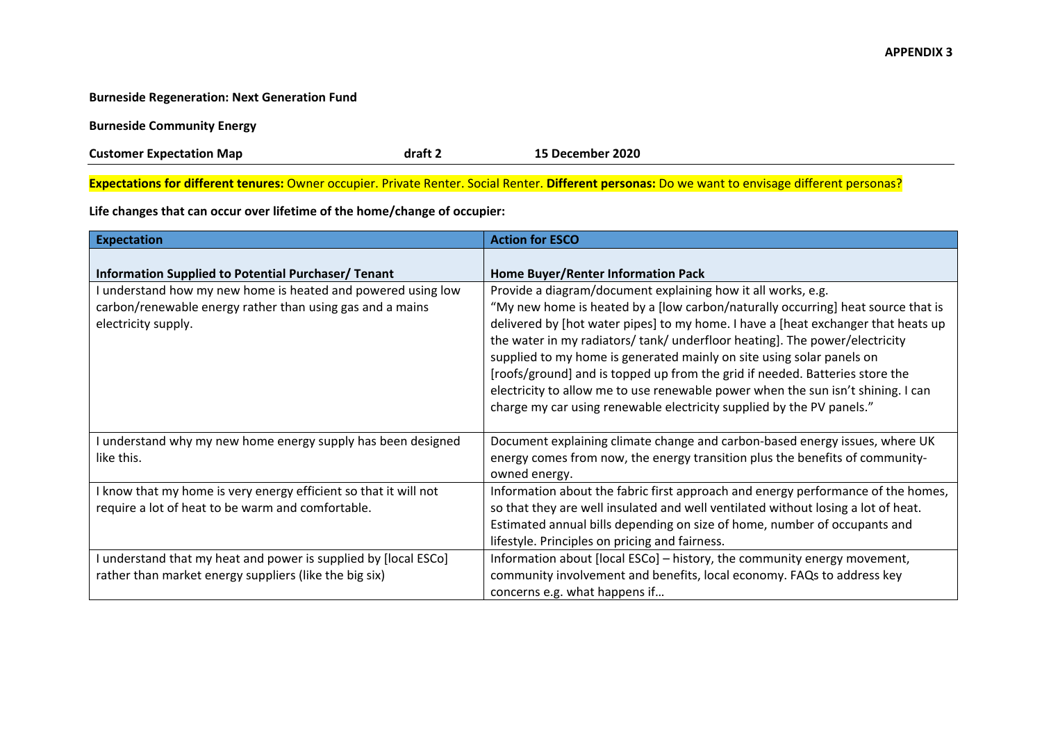**APPENDIX 3**

**Burneside Regeneration: Next Generation Fund**

**Burneside Community Energy**

**Customer Expectation Map** draft 2 15 December 2020

**Expectations for different tenures:** Owner occupier. Private Renter. Social Renter. **Different personas:** Do we want to envisage different personas?

**Life changes that can occur over lifetime of the home/change of occupier:**

| Expectation | Action for ESCO |
|---|---|
| **Information Supplied to Potential Purchaser/ Tenant** | **Home Buyer/Renter Information Pack** |
| I understand how my new home is heated and powered using low carbon/renewable energy rather than using gas and a mains electricity supply. | Provide a diagram/document explaining how it all works, e.g. "My new home is heated by a [low carbon/naturally occurring] heat source that is delivered by [hot water pipes] to my home. I have a [heat exchanger that heats up the water in my radiators/ tank/ underfloor heating]. The power/electricity supplied to my home is generated mainly on site using solar panels on [roofs/ground] and is topped up from the grid if needed. Batteries store the electricity to allow me to use renewable power when the sun isn't shining. I can charge my car using renewable electricity supplied by the PV panels." |
| I understand why my new home energy supply has been designed like this. | Document explaining climate change and carbon-based energy issues, where UK energy comes from now, the energy transition plus the benefits of community-owned energy. |
| I know that my home is very energy efficient so that it will not require a lot of heat to be warm and comfortable. | Information about the fabric first approach and energy performance of the homes, so that they are well insulated and well ventilated without losing a lot of heat. Estimated annual bills depending on size of home, number of occupants and lifestyle. Principles on pricing and fairness. |
| I understand that my heat and power is supplied by [local ESCo] rather than market energy suppliers (like the big six) | Information about [local ESCo] – history, the community energy movement, community involvement and benefits, local economy. FAQs to address key concerns e.g. what happens if… |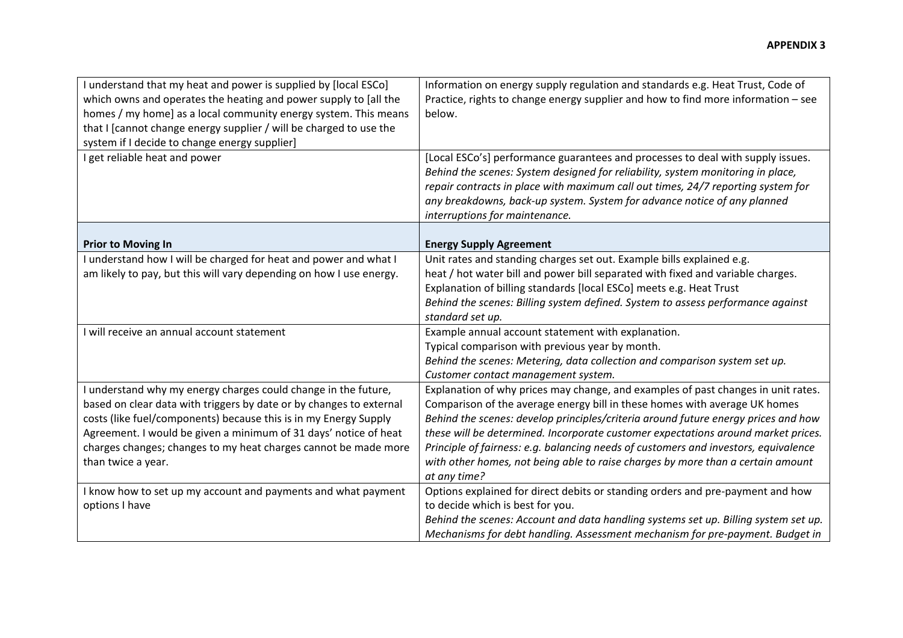**APPENDIX 3**

| | |
|---|---|
| I understand that my heat and power is supplied by [local ESCo] which owns and operates the heating and power supply to [all the homes / my home] as a local community energy system. This means that I [cannot change energy supplier / will be charged to use the system if I decide to change energy supplier] | Information on energy supply regulation and standards e.g. Heat Trust, Code of Practice, rights to change energy supplier and how to find more information – see below. |
| I get reliable heat and power | [Local ESCo's] performance guarantees and processes to deal with supply issues. *Behind the scenes: System designed for reliability, system monitoring in place, repair contracts in place with maximum call out times, 24/7 reporting system for any breakdowns, back-up system. System for advance notice of any planned interruptions for maintenance.* |
| **Prior to Moving In** | **Energy Supply Agreement** |
| I understand how I will be charged for heat and power and what I am likely to pay, but this will vary depending on how I use energy. | Unit rates and standing charges set out. Example bills explained e.g. heat / hot water bill and power bill separated with fixed and variable charges. Explanation of billing standards [local ESCo] meets e.g. Heat Trust *Behind the scenes: Billing system defined. System to assess performance against standard set up.* |
| I will receive an annual account statement | Example annual account statement with explanation. Typical comparison with previous year by month. *Behind the scenes: Metering, data collection and comparison system set up. Customer contact management system.* |
| I understand why my energy charges could change in the future, based on clear data with triggers by date or by changes to external costs (like fuel/components) because this is in my Energy Supply Agreement. I would be given a minimum of 31 days' notice of heat charges changes; changes to my heat charges cannot be made more than twice a year. | Explanation of why prices may change, and examples of past changes in unit rates. Comparison of the average energy bill in these homes with average UK homes *Behind the scenes: develop principles/criteria around future energy prices and how these will be determined. Incorporate customer expectations around market prices. Principle of fairness: e.g. balancing needs of customers and investors, equivalence with other homes, not being able to raise charges by more than a certain amount at any time?* |
| I know how to set up my account and payments and what payment options I have | Options explained for direct debits or standing orders and pre-payment and how to decide which is best for you. *Behind the scenes: Account and data handling systems set up. Billing system set up. Mechanisms for debt handling. Assessment mechanism for pre-payment. Budget in* |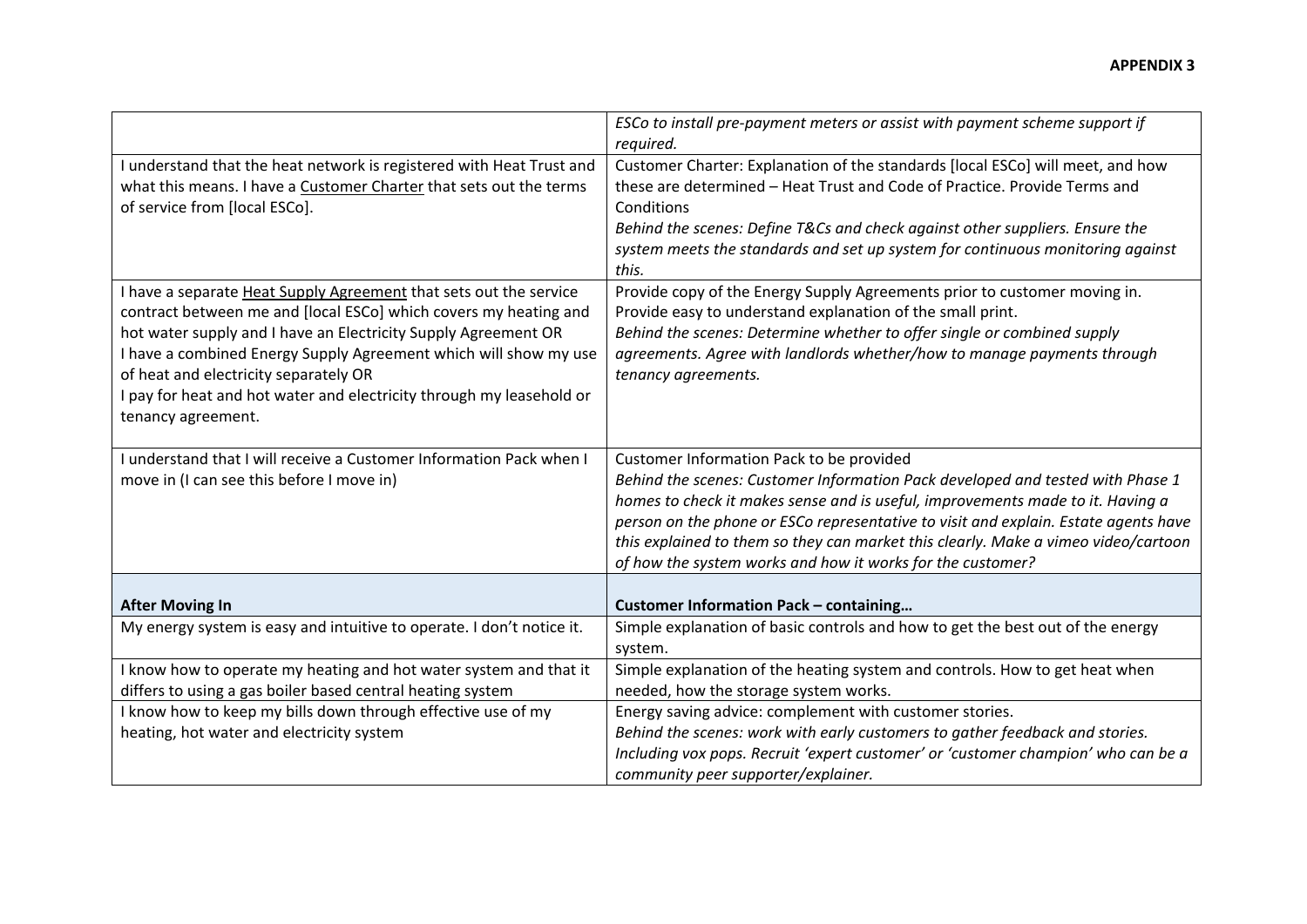**APPENDIX 3**

| | |
|---|---|
| | *ESCo to install pre-payment meters or assist with payment scheme support if required.* |
| I understand that the heat network is registered with Heat Trust and what this means. I have a <u>Customer Charter</u> that sets out the terms of service from [local ESCo]. | Customer Charter: Explanation of the standards [local ESCo] will meet, and how these are determined – Heat Trust and Code of Practice. Provide Terms and Conditions<br>*Behind the scenes: Define T&Cs and check against other suppliers. Ensure the system meets the standards and set up system for continuous monitoring against this.* |
| I have a separate <u>Heat Supply Agreement</u> that sets out the service contract between me and [local ESCo] which covers my heating and hot water supply and I have an Electricity Supply Agreement OR<br>I have a combined Energy Supply Agreement which will show my use of heat and electricity separately OR<br>I pay for heat and hot water and electricity through my leasehold or tenancy agreement. | Provide copy of the Energy Supply Agreements prior to customer moving in.<br>Provide easy to understand explanation of the small print.<br>*Behind the scenes: Determine whether to offer single or combined supply agreements. Agree with landlords whether/how to manage payments through tenancy agreements.* |
| I understand that I will receive a Customer Information Pack when I move in (I can see this before I move in) | Customer Information Pack to be provided<br>*Behind the scenes: Customer Information Pack developed and tested with Phase 1 homes to check it makes sense and is useful, improvements made to it. Having a person on the phone or ESCo representative to visit and explain. Estate agents have this explained to them so they can market this clearly. Make a vimeo video/cartoon of how the system works and how it works for the customer?* |
| **After Moving In** | **Customer Information Pack – containing…** |
| My energy system is easy and intuitive to operate. I don't notice it. | Simple explanation of basic controls and how to get the best out of the energy system. |
| I know how to operate my heating and hot water system and that it differs to using a gas boiler based central heating system | Simple explanation of the heating system and controls. How to get heat when needed, how the storage system works. |
| I know how to keep my bills down through effective use of my heating, hot water and electricity system | Energy saving advice: complement with customer stories.<br>*Behind the scenes: work with early customers to gather feedback and stories. Including vox pops. Recruit 'expert customer' or 'customer champion' who can be a community peer supporter/explainer.* |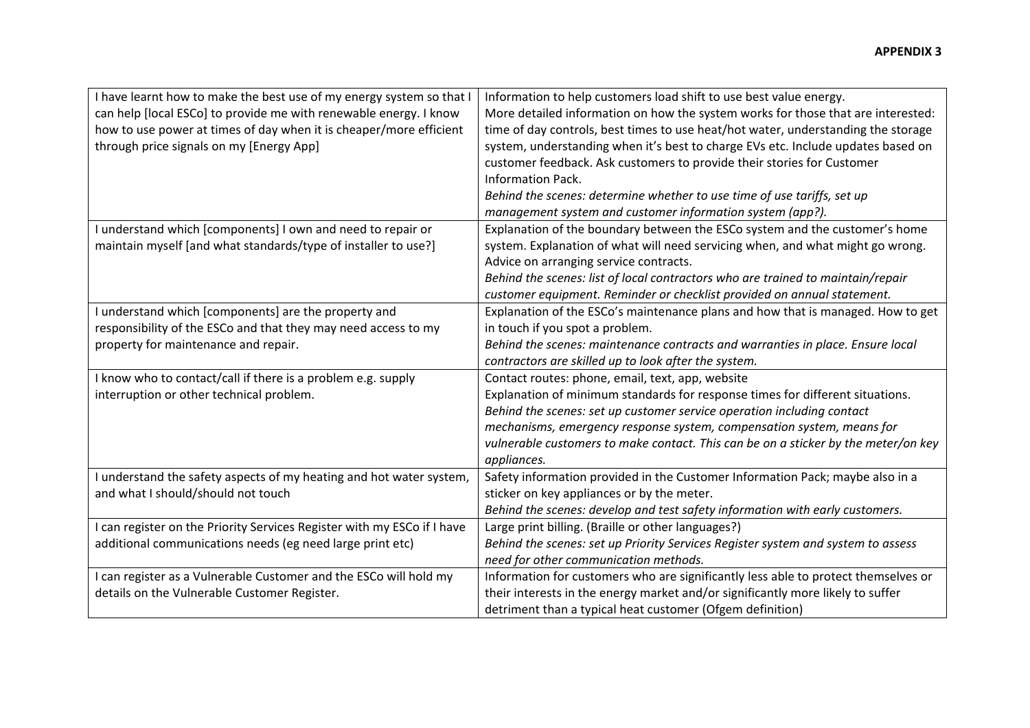**APPENDIX 3**

| | |
|---|---|
| I have learnt how to make the best use of my energy system so that I can help [local ESCo] to provide me with renewable energy. I know how to use power at times of day when it is cheaper/more efficient through price signals on my [Energy App] | Information to help customers load shift to use best value energy.<br>More detailed information on how the system works for those that are interested: time of day controls, best times to use heat/hot water, understanding the storage system, understanding when it's best to charge EVs etc. Include updates based on customer feedback. Ask customers to provide their stories for Customer Information Pack.<br>*Behind the scenes: determine whether to use time of use tariffs, set up management system and customer information system (app?).* |
| I understand which [components] I own and need to repair or maintain myself [and what standards/type of installer to use?] | Explanation of the boundary between the ESCo system and the customer's home system. Explanation of what will need servicing when, and what might go wrong. Advice on arranging service contracts.<br>*Behind the scenes: list of local contractors who are trained to maintain/repair customer equipment. Reminder or checklist provided on annual statement.* |
| I understand which [components] are the property and responsibility of the ESCo and that they may need access to my property for maintenance and repair. | Explanation of the ESCo's maintenance plans and how that is managed. How to get in touch if you spot a problem.<br>*Behind the scenes: maintenance contracts and warranties in place. Ensure local contractors are skilled up to look after the system.* |
| I know who to contact/call if there is a problem e.g. supply interruption or other technical problem. | Contact routes: phone, email, text, app, website<br>Explanation of minimum standards for response times for different situations.<br>*Behind the scenes: set up customer service operation including contact mechanisms, emergency response system, compensation system, means for vulnerable customers to make contact. This can be on a sticker by the meter/on key appliances.* |
| I understand the safety aspects of my heating and hot water system, and what I should/should not touch | Safety information provided in the Customer Information Pack; maybe also in a sticker on key appliances or by the meter.<br>*Behind the scenes: develop and test safety information with early customers.* |
| I can register on the Priority Services Register with my ESCo if I have additional communications needs (eg need large print etc) | Large print billing. (Braille or other languages?)<br>*Behind the scenes: set up Priority Services Register system and system to assess need for other communication methods.* |
| I can register as a Vulnerable Customer and the ESCo will hold my details on the Vulnerable Customer Register. | Information for customers who are significantly less able to protect themselves or their interests in the energy market and/or significantly more likely to suffer detriment than a typical heat customer (Ofgem definition) |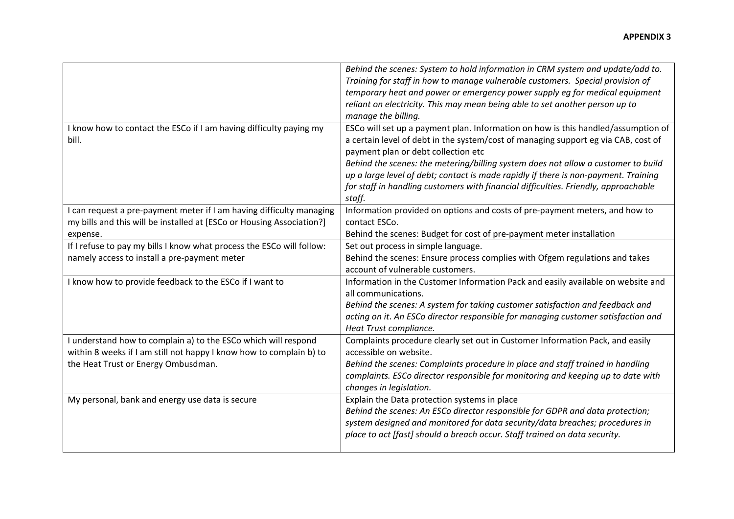**APPENDIX 3**

| | |
|---|---|
| | *Behind the scenes: System to hold information in CRM system and update/add to. Training for staff in how to manage vulnerable customers. Special provision of temporary heat and power or emergency power supply eg for medical equipment reliant on electricity. This may mean being able to set another person up to manage the billing.* |
| I know how to contact the ESCo if I am having difficulty paying my bill. | ESCo will set up a payment plan. Information on how is this handled/assumption of a certain level of debt in the system/cost of managing support eg via CAB, cost of payment plan or debt collection etc<br>*Behind the scenes: the metering/billing system does not allow a customer to build up a large level of debt; contact is made rapidly if there is non-payment. Training for staff in handling customers with financial difficulties. Friendly, approachable staff.* |
| I can request a pre-payment meter if I am having difficulty managing my bills and this will be installed at [ESCo or Housing Association?] expense. | Information provided on options and costs of pre-payment meters, and how to contact ESCo.<br>Behind the scenes: Budget for cost of pre-payment meter installation |
| If I refuse to pay my bills I know what process the ESCo will follow: namely access to install a pre-payment meter | Set out process in simple language.<br>Behind the scenes: Ensure process complies with Ofgem regulations and takes account of vulnerable customers. |
| I know how to provide feedback to the ESCo if I want to | Information in the Customer Information Pack and easily available on website and all communications.<br>*Behind the scenes: A system for taking customer satisfaction and feedback and acting on it. An ESCo director responsible for managing customer satisfaction and Heat Trust compliance.* |
| I understand how to complain a) to the ESCo which will respond within 8 weeks if I am still not happy I know how to complain b) to the Heat Trust or Energy Ombusdman. | Complaints procedure clearly set out in Customer Information Pack, and easily accessible on website.<br>*Behind the scenes: Complaints procedure in place and staff trained in handling complaints. ESCo director responsible for monitoring and keeping up to date with changes in legislation.* |
| My personal, bank and energy use data is secure | Explain the Data protection systems in place<br>*Behind the scenes: An ESCo director responsible for GDPR and data protection; system designed and monitored for data security/data breaches; procedures in place to act [fast] should a breach occur. Staff trained on data security.* |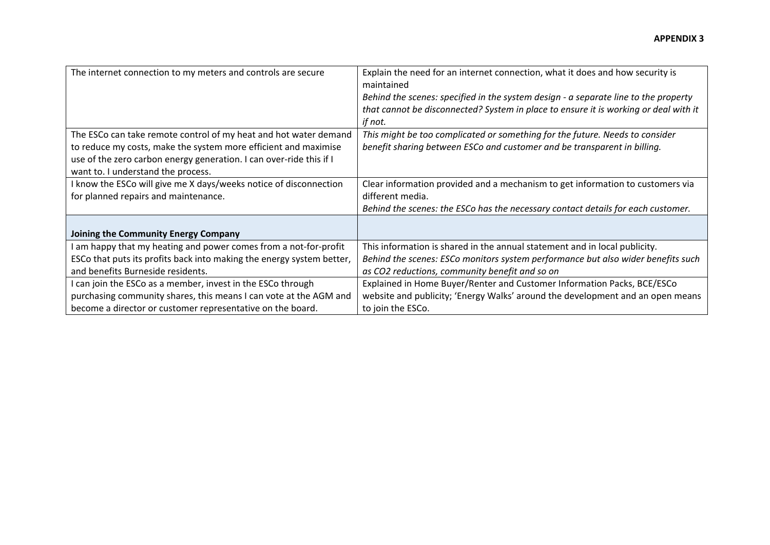APPENDIX 3

| | |
|---|---|
| The internet connection to my meters and controls are secure | Explain the need for an internet connection, what it does and how security is maintained<br>*Behind the scenes: specified in the system design - a separate line to the property that cannot be disconnected? System in place to ensure it is working or deal with it if not.* |
| The ESCo can take remote control of my heat and hot water demand to reduce my costs, make the system more efficient and maximise use of the zero carbon energy generation. I can over-ride this if I want to. I understand the process. | *This might be too complicated or something for the future. Needs to consider benefit sharing between ESCo and customer and be transparent in billing.* |
| I know the ESCo will give me X days/weeks notice of disconnection for planned repairs and maintenance. | Clear information provided and a mechanism to get information to customers via different media.<br>*Behind the scenes: the ESCo has the necessary contact details for each customer.* |
| **Joining the Community Energy Company** | |
| I am happy that my heating and power comes from a not-for-profit ESCo that puts its profits back into making the energy system better, and benefits Burneside residents. | This information is shared in the annual statement and in local publicity.<br>*Behind the scenes: ESCo monitors system performance but also wider benefits such as CO2 reductions, community benefit and so on* |
| I can join the ESCo as a member, invest in the ESCo through purchasing community shares, this means I can vote at the AGM and become a director or customer representative on the board. | Explained in Home Buyer/Renter and Customer Information Packs, BCE/ESCo website and publicity; 'Energy Walks' around the development and an open means to join the ESCo. |